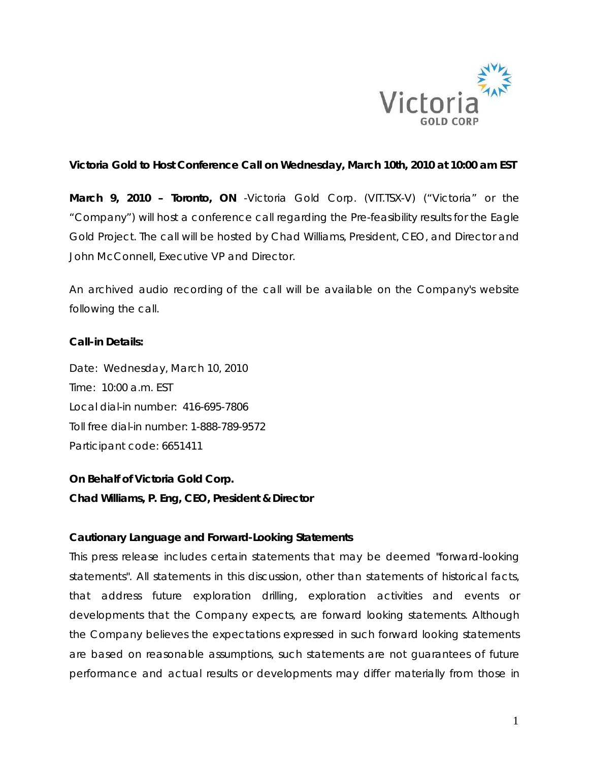**Victoria Gold to Host Conference Call on Wednesday, March 10th, 2010 at 10:00 am EST**

**March 9, 2010 – Toronto, ON** -Victoria Gold Corp. (VIT.TSX-V) ("Victoria" or the "Company") will host a conference call regarding the Pre-feasibility results for the Eagle Gold Project. The call will be hosted by Chad Williams, President, CEO, and Director and John McConnell, Executive VP and Director.

An archived audio recording of the call will be available on the Company's website following the call.

**Call-in Details:**

Date: Wednesday, March 10, 2010
Time: 10:00 a.m. EST
Local dial-in number: 416-695-7806
Toll free dial-in number: 1-888-789-9572
Participant code: 6651411

**On Behalf of Victoria Gold Corp.**
**Chad Williams, P. Eng, CEO, President & Director**

**Cautionary Language and Forward-Looking Statements**

This press release includes certain statements that may be deemed "forward-looking statements". All statements in this discussion, other than statements of historical facts, that address future exploration drilling, exploration activities and events or developments that the Company expects, are forward looking statements. Although the Company believes the expectations expressed in such forward looking statements are based on reasonable assumptions, such statements are not guarantees of future performance and actual results or developments may differ materially from those in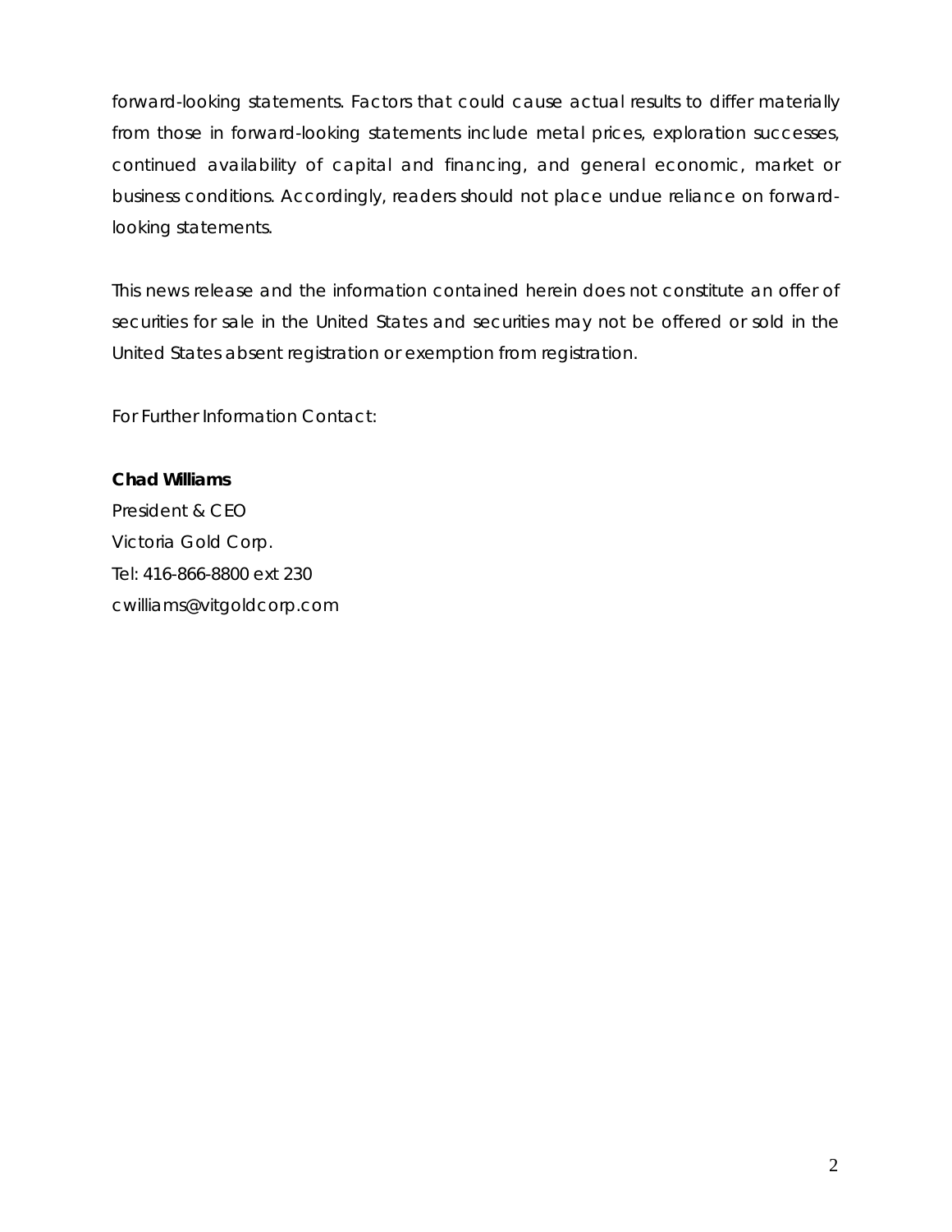forward-looking statements. Factors that could cause actual results to differ materially from those in forward-looking statements include metal prices, exploration successes, continued availability of capital and financing, and general economic, market or business conditions. Accordingly, readers should not place undue reliance on forward-looking statements.

This news release and the information contained herein does not constitute an offer of securities for sale in the United States and securities may not be offered or sold in the United States absent registration or exemption from registration.

For Further Information Contact:

**Chad Williams**
President & CEO
Victoria Gold Corp.
Tel: 416-866-8800 ext 230
cwilliams@vitgoldcorp.com